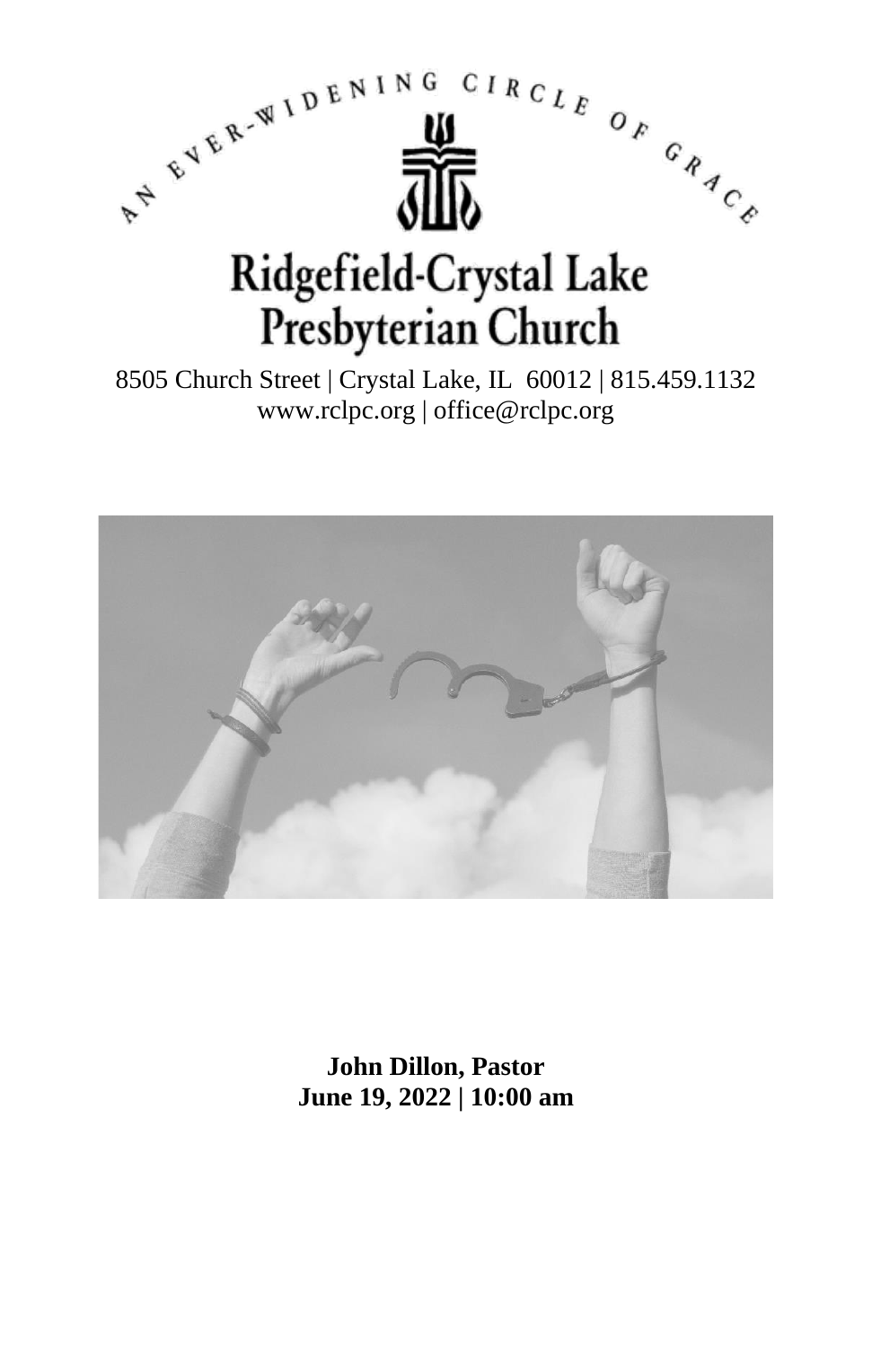AN EVER-WIDENING CIRCLE OF GRACE

# Ridgefield-Crystal Lake Presbyterian Church

8505 Church Street | Crystal Lake, IL 60012 | 815.459.1132
www.rclpc.org | office@rclpc.org

**John Dillon, Pastor**
**June 19, 2022 | 10:00 am**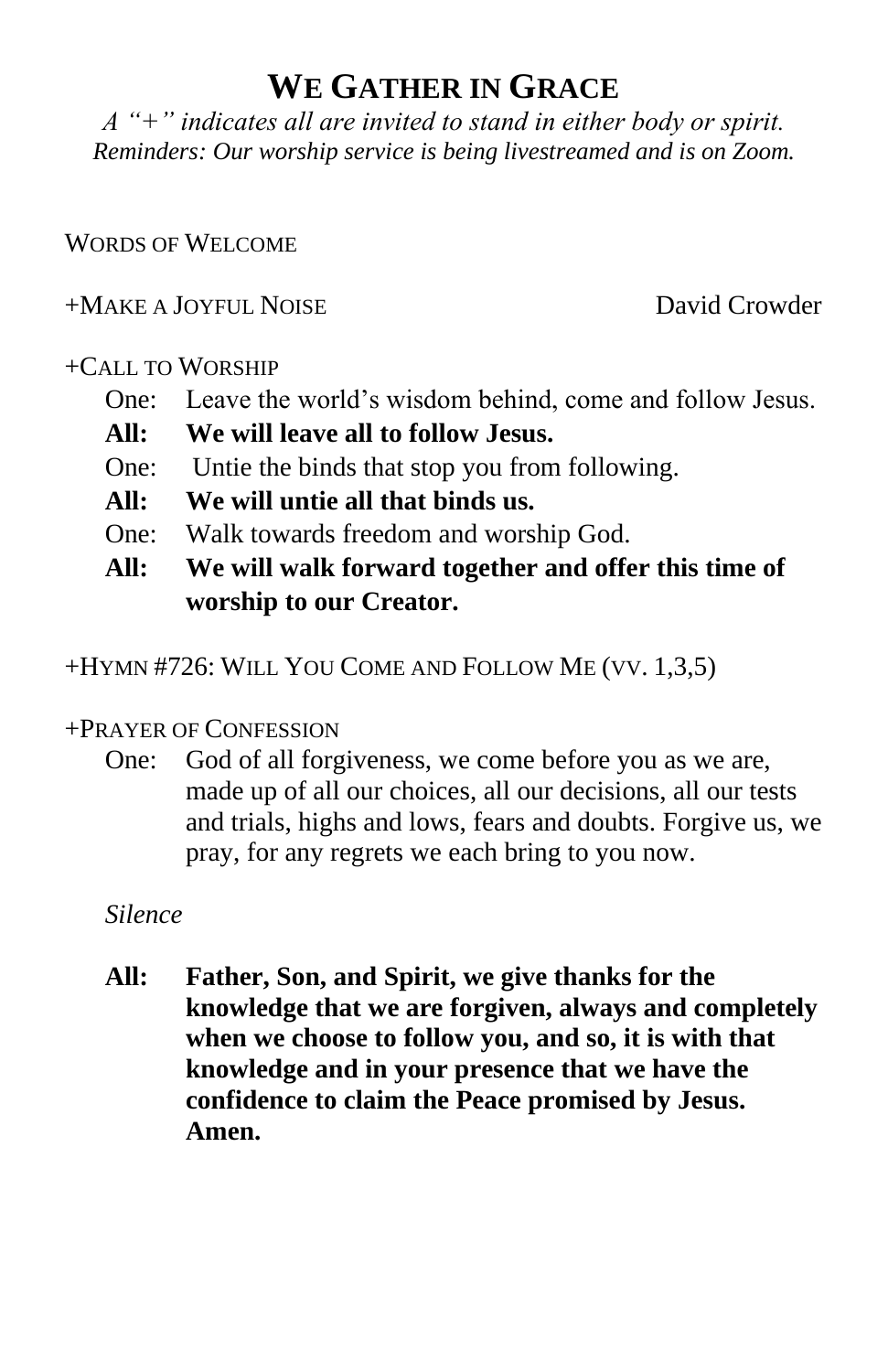# WE GATHER IN GRACE

*A "+" indicates all are invited to stand in either body or spirit.*
*Reminders: Our worship service is being livestreamed and is on Zoom.*

WORDS OF WELCOME

+MAKE A JOYFUL NOISE David Crowder

+CALL TO WORSHIP

One: Leave the world's wisdom behind, come and follow Jesus.

**All: We will leave all to follow Jesus.**

One: Untie the binds that stop you from following.

**All: We will untie all that binds us.**

One: Walk towards freedom and worship God.

**All: We will walk forward together and offer this time of worship to our Creator.**

+HYMN #726: WILL YOU COME AND FOLLOW ME (VV. 1,3,5)

+PRAYER OF CONFESSION

One: God of all forgiveness, we come before you as we are, made up of all our choices, all our decisions, all our tests and trials, highs and lows, fears and doubts. Forgive us, we pray, for any regrets we each bring to you now.

*Silence*

**All: Father, Son, and Spirit, we give thanks for the knowledge that we are forgiven, always and completely when we choose to follow you, and so, it is with that knowledge and in your presence that we have the confidence to claim the Peace promised by Jesus. Amen.**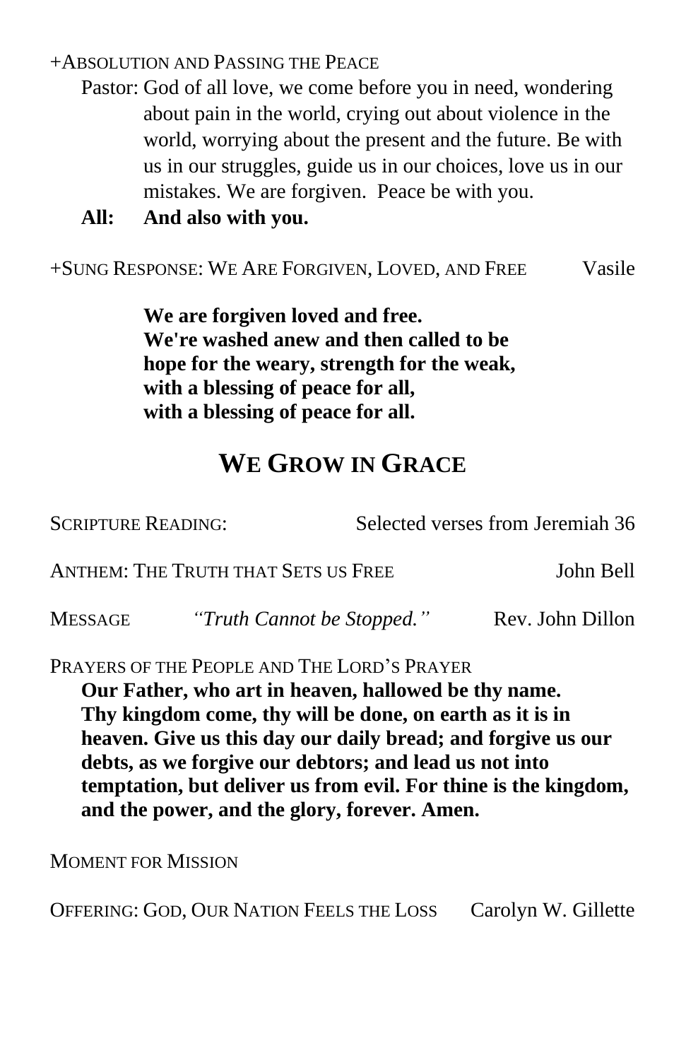+ABSOLUTION AND PASSING THE PEACE

Pastor: God of all love, we come before you in need, wondering about pain in the world, crying out about violence in the world, worrying about the present and the future. Be with us in our struggles, guide us in our choices, love us in our mistakes. We are forgiven.  Peace be with you.

**All: And also with you.**

+SUNG RESPONSE: WE ARE FORGIVEN, LOVED, AND FREE — Vasile

**We are forgiven loved and free.**
**We're washed anew and then called to be**
**hope for the weary, strength for the weak,**
**with a blessing of peace for all,**
**with a blessing of peace for all.**

## WE GROW IN GRACE

SCRIPTURE READING: — Selected verses from Jeremiah 36

ANTHEM: THE TRUTH THAT SETS US FREE — John Bell

MESSAGE — *"Truth Cannot be Stopped."* — Rev. John Dillon

PRAYERS OF THE PEOPLE AND THE LORD'S PRAYER

**Our Father, who art in heaven, hallowed be thy name. Thy kingdom come, thy will be done, on earth as it is in heaven. Give us this day our daily bread; and forgive us our debts, as we forgive our debtors; and lead us not into temptation, but deliver us from evil. For thine is the kingdom, and the power, and the glory, forever. Amen.**

MOMENT FOR MISSION

OFFERING: GOD, OUR NATION FEELS THE LOSS — Carolyn W. Gillette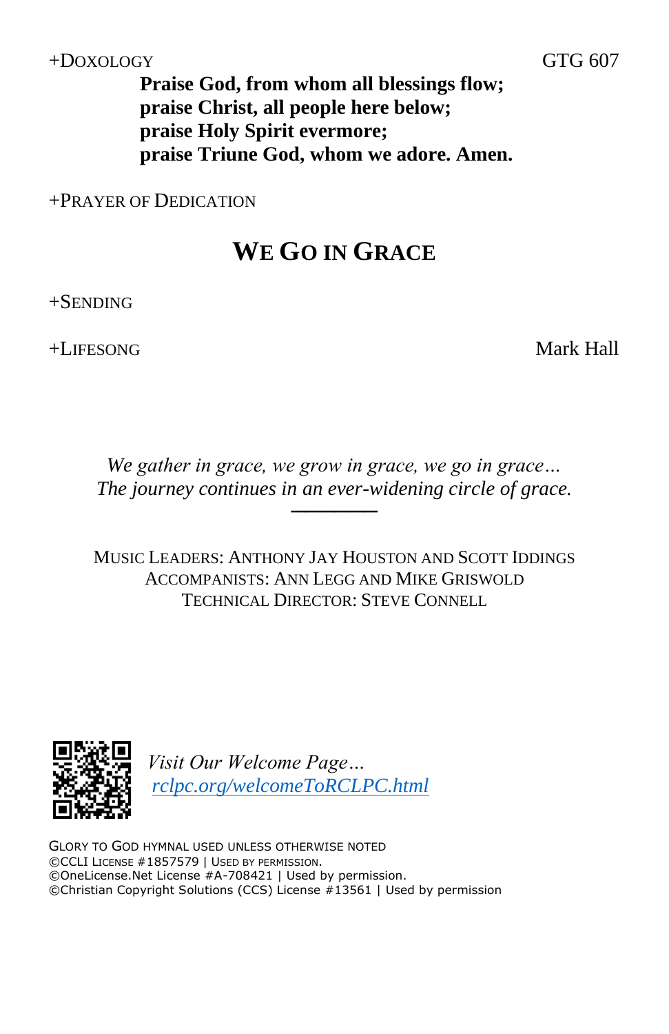+DOXOLOGY GTG 607

**Praise God, from whom all blessings flow;**
**praise Christ, all people here below;**
**praise Holy Spirit evermore;**
**praise Triune God, whom we adore. Amen.**

+PRAYER OF DEDICATION

## WE GO IN GRACE

+SENDING

+LIFESONG Mark Hall

*We gather in grace, we grow in grace, we go in grace…*
*The journey continues in an ever-widening circle of grace.*

---

MUSIC LEADERS: ANTHONY JAY HOUSTON AND SCOTT IDDINGS
ACCOMPANISTS: ANN LEGG AND MIKE GRISWOLD
TECHNICAL DIRECTOR: STEVE CONNELL

*Visit Our Welcome Page…*
*rclpc.org/welcomeToRCLPC.html*

GLORY TO GOD HYMNAL USED UNLESS OTHERWISE NOTED
©CCLI LICENSE #1857579 | USED BY PERMISSION.
©OneLicense.Net License #A-708421 | Used by permission.
©Christian Copyright Solutions (CCS) License #13561 | Used by permission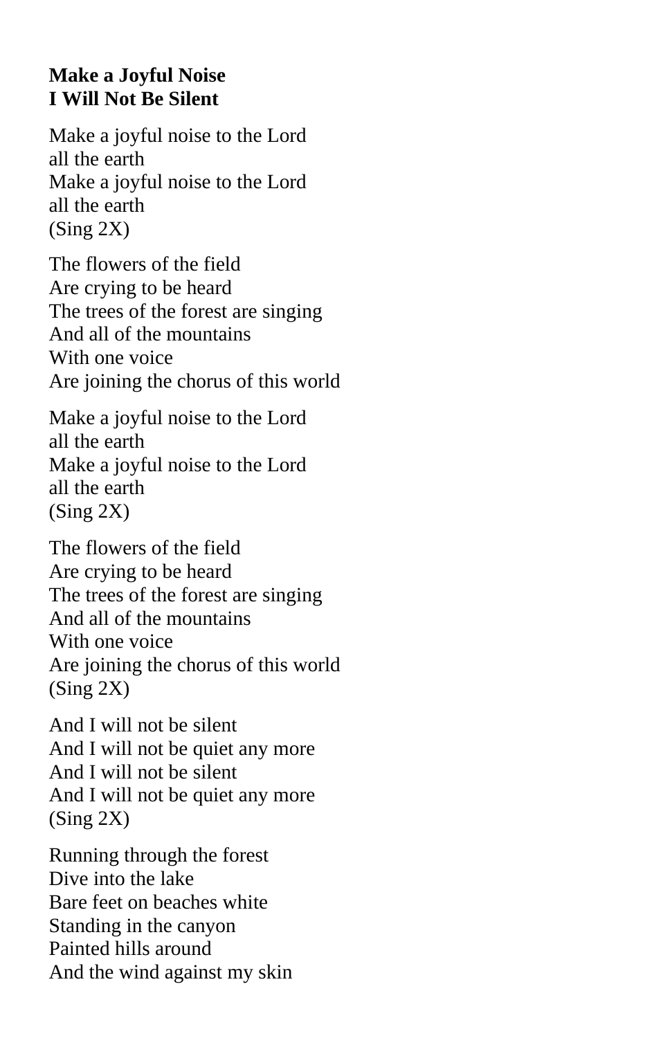**Make a Joyful Noise**
**I Will Not Be Silent**

Make a joyful noise to the Lord
all the earth
Make a joyful noise to the Lord
all the earth
(Sing 2X)

The flowers of the field
Are crying to be heard
The trees of the forest are singing
And all of the mountains
With one voice
Are joining the chorus of this world

Make a joyful noise to the Lord
all the earth
Make a joyful noise to the Lord
all the earth
(Sing 2X)

The flowers of the field
Are crying to be heard
The trees of the forest are singing
And all of the mountains
With one voice
Are joining the chorus of this world
(Sing 2X)

And I will not be silent
And I will not be quiet any more
And I will not be silent
And I will not be quiet any more
(Sing 2X)

Running through the forest
Dive into the lake
Bare feet on beaches white
Standing in the canyon
Painted hills around
And the wind against my skin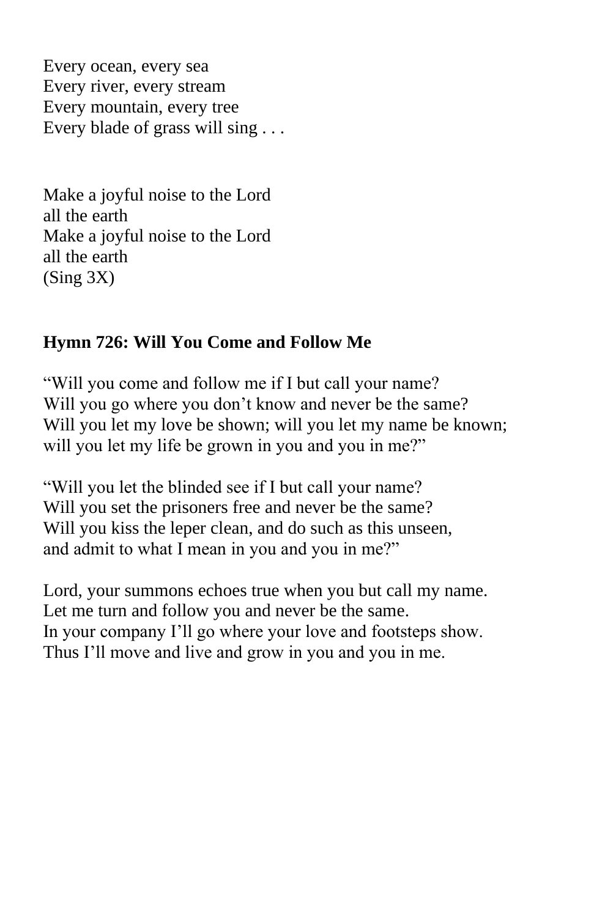Every ocean, every sea
Every river, every stream
Every mountain, every tree
Every blade of grass will sing . . .

Make a joyful noise to the Lord
all the earth
Make a joyful noise to the Lord
all the earth
(Sing 3X)

**Hymn 726: Will You Come and Follow Me**

"Will you come and follow me if I but call your name?
Will you go where you don't know and never be the same?
Will you let my love be shown; will you let my name be known;
will you let my life be grown in you and you in me?"

"Will you let the blinded see if I but call your name?
Will you set the prisoners free and never be the same?
Will you kiss the leper clean, and do such as this unseen,
and admit to what I mean in you and you in me?"

Lord, your summons echoes true when you but call my name.
Let me turn and follow you and never be the same.
In your company I'll go where your love and footsteps show.
Thus I'll move and live and grow in you and you in me.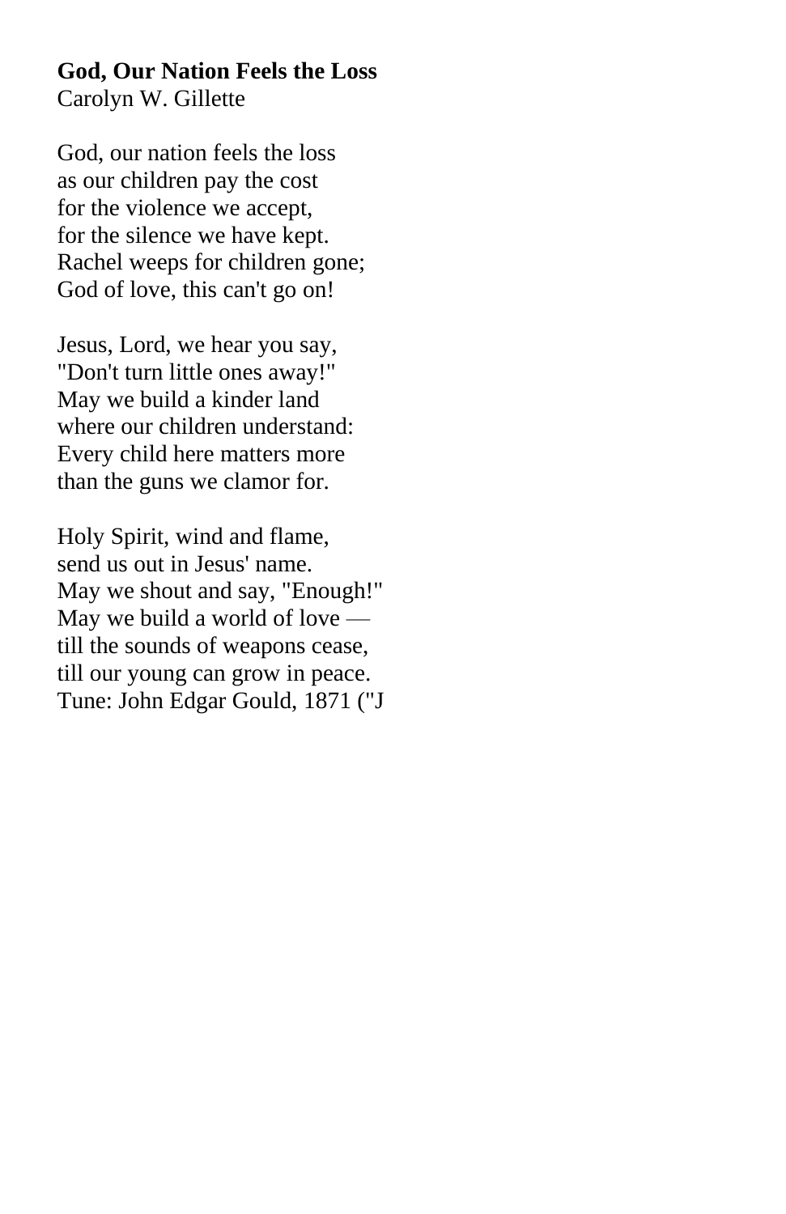**God, Our Nation Feels the Loss**
Carolyn W. Gillette

God, our nation feels the loss
as our children pay the cost
for the violence we accept,
for the silence we have kept.
Rachel weeps for children gone;
God of love, this can't go on!

Jesus, Lord, we hear you say,
"Don't turn little ones away!"
May we build a kinder land
where our children understand:
Every child here matters more
than the guns we clamor for.

Holy Spirit, wind and flame,
send us out in Jesus' name.
May we shout and say, "Enough!"
May we build a world of love —
till the sounds of weapons cease,
till our young can grow in peace.
Tune: John Edgar Gould, 1871 ("J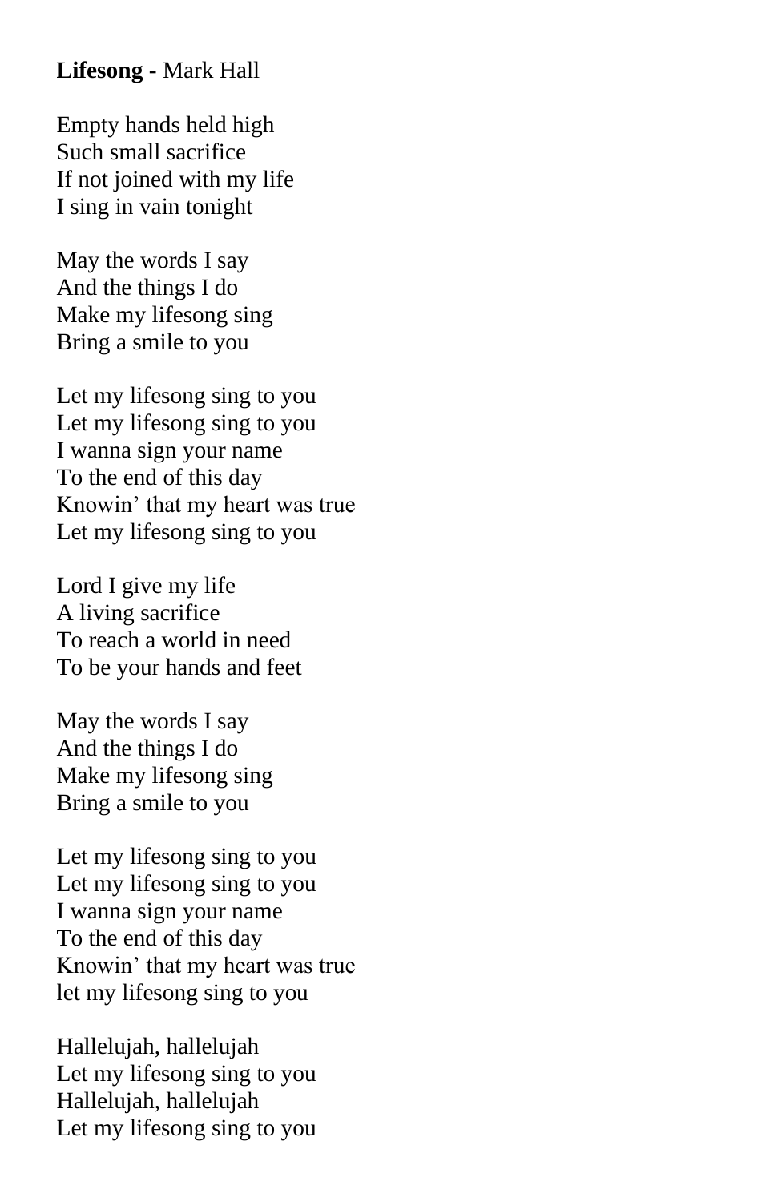**Lifesong -** Mark Hall

Empty hands held high
Such small sacrifice
If not joined with my life
I sing in vain tonight

May the words I say
And the things I do
Make my lifesong sing
Bring a smile to you

Let my lifesong sing to you
Let my lifesong sing to you
I wanna sign your name
To the end of this day
Knowin' that my heart was true
Let my lifesong sing to you

Lord I give my life
A living sacrifice
To reach a world in need
To be your hands and feet

May the words I say
And the things I do
Make my lifesong sing
Bring a smile to you

Let my lifesong sing to you
Let my lifesong sing to you
I wanna sign your name
To the end of this day
Knowin' that my heart was true
let my lifesong sing to you

Hallelujah, hallelujah
Let my lifesong sing to you
Hallelujah, hallelujah
Let my lifesong sing to you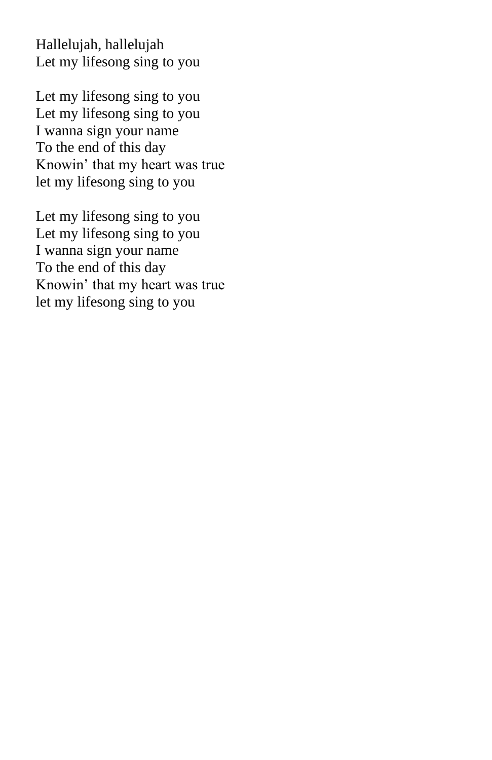Hallelujah, hallelujah
Let my lifesong sing to you

Let my lifesong sing to you
Let my lifesong sing to you
I wanna sign your name
To the end of this day
Knowin' that my heart was true
let my lifesong sing to you

Let my lifesong sing to you
Let my lifesong sing to you
I wanna sign your name
To the end of this day
Knowin' that my heart was true
let my lifesong sing to you